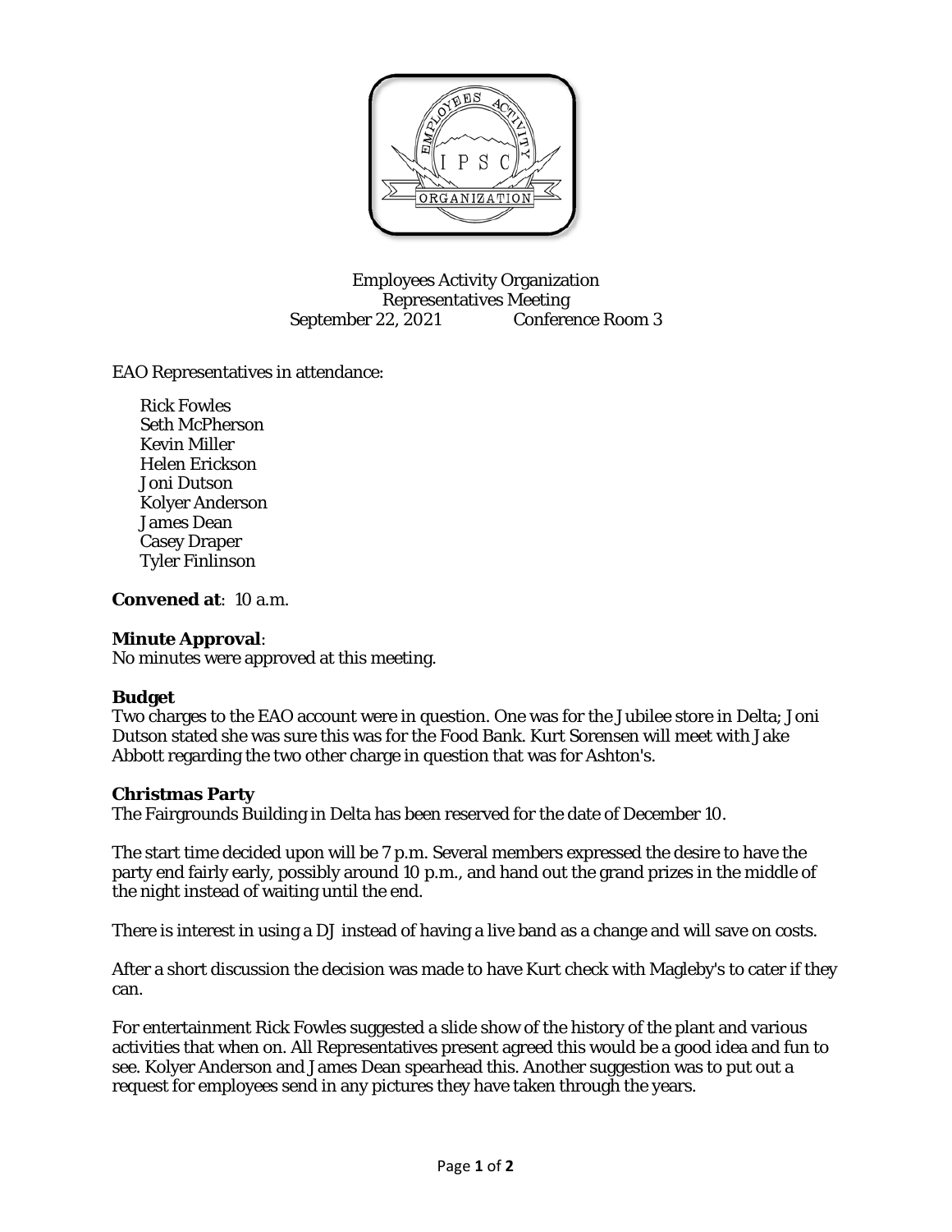Employees Activity Organization
Representatives Meeting
September 22, 2021 Conference Room 3

EAO Representatives in attendance:

- Rick Fowles
- Seth McPherson
- Kevin Miller
- Helen Erickson
- Joni Dutson
- Kolyer Anderson
- James Dean
- Casey Draper
- Tyler Finlinson

**Convened at**: 10 a.m.

**Minute Approval**:
No minutes were approved at this meeting.

**Budget**
Two charges to the EAO account were in question. One was for the Jubilee store in Delta; Joni Dutson stated she was sure this was for the Food Bank. Kurt Sorensen will meet with Jake Abbott regarding the two other charge in question that was for Ashton's.

**Christmas Party**
The Fairgrounds Building in Delta has been reserved for the date of December 10.

The start time decided upon will be 7 p.m. Several members expressed the desire to have the party end fairly early, possibly around 10 p.m., and hand out the grand prizes in the middle of the night instead of waiting until the end.

There is interest in using a DJ instead of having a live band as a change and will save on costs.

After a short discussion the decision was made to have Kurt check with Magleby's to cater if they can.

For entertainment Rick Fowles suggested a slide show of the history of the plant and various activities that when on. All Representatives present agreed this would be a good idea and fun to see. Kolyer Anderson and James Dean spearhead this. Another suggestion was to put out a request for employees send in any pictures they have taken through the years.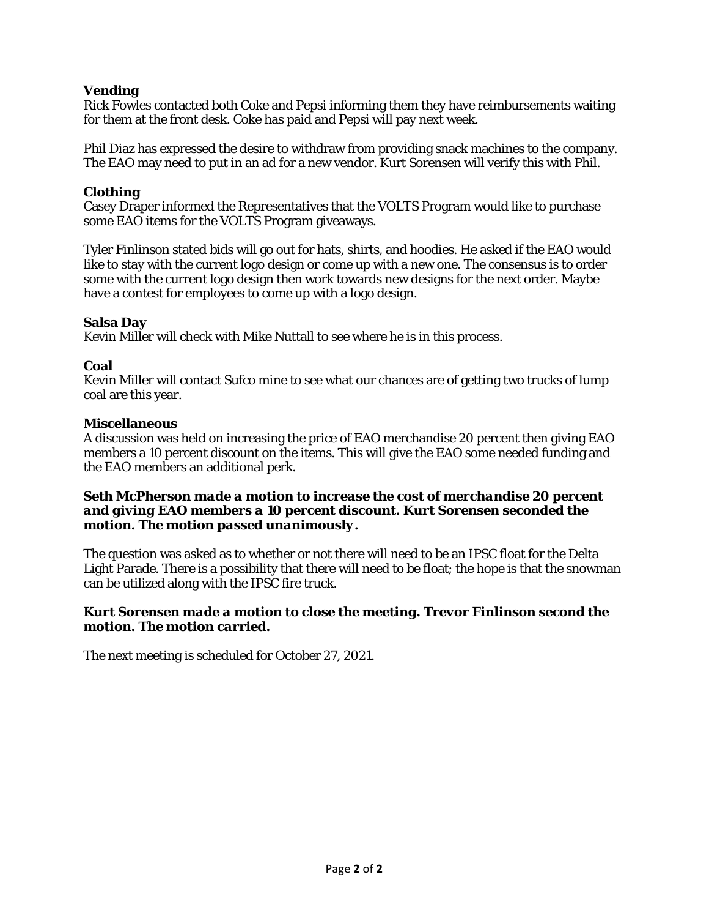**Vending**
Rick Fowles contacted both Coke and Pepsi informing them they have reimbursements waiting for them at the front desk. Coke has paid and Pepsi will pay next week.

Phil Diaz has expressed the desire to withdraw from providing snack machines to the company. The EAO may need to put in an ad for a new vendor. Kurt Sorensen will verify this with Phil.

**Clothing**
Casey Draper informed the Representatives that the VOLTS Program would like to purchase some EAO items for the VOLTS Program giveaways.

Tyler Finlinson stated bids will go out for hats, shirts, and hoodies. He asked if the EAO would like to stay with the current logo design or come up with a new one. The consensus is to order some with the current logo design then work towards new designs for the next order. Maybe have a contest for employees to come up with a logo design.

**Salsa Day**
Kevin Miller will check with Mike Nuttall to see where he is in this process.

**Coal**
Kevin Miller will contact Sufco mine to see what our chances are of getting two trucks of lump coal are this year.

**Miscellaneous**
A discussion was held on increasing the price of EAO merchandise 20 percent then giving EAO members a 10 percent discount on the items. This will give the EAO some needed funding and the EAO members an additional perk.

***Seth McPherson made a motion to increase the cost of merchandise 20 percent and giving EAO members a 10 percent discount. Kurt Sorensen seconded the motion. The motion passed unanimously.***

The question was asked as to whether or not there will need to be an IPSC float for the Delta Light Parade. There is a possibility that there will need to be float; the hope is that the snowman can be utilized along with the IPSC fire truck.

***Kurt Sorensen made a motion to close the meeting. Trevor Finlinson second the motion. The motion carried.***

The next meeting is scheduled for October 27, 2021.